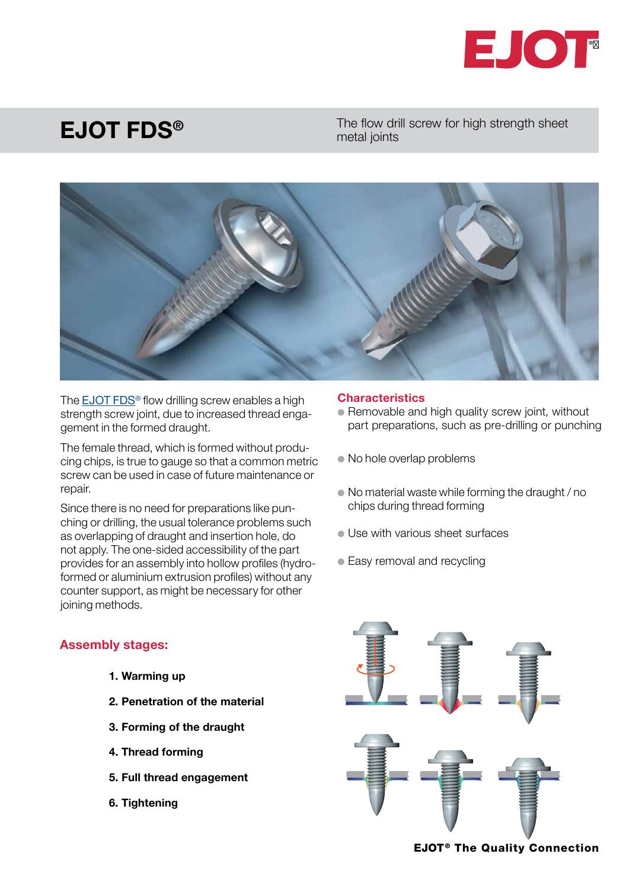# EJOT FDS®

The flow drill screw for high strength sheet metal joints

The EJOT FDS® flow drilling screw enables a high strength screw joint, due to increased thread engagement in the formed draught.

The female thread, which is formed without producing chips, is true to gauge so that a common metric screw can be used in case of future maintenance or repair.

Since there is no need for preparations like punching or drilling, the usual tolerance problems such as overlapping of draught and insertion hole, do not apply. The one-sided accessibility of the part provides for an assembly into hollow profiles (hydroformed or aluminium extrusion profiles) without any counter support, as might be necessary for other joining methods.

## Characteristics

- Removable and high quality screw joint, without part preparations, such as pre-drilling or punching
- No hole overlap problems
- No material waste while forming the draught / no chips during thread forming
- Use with various sheet surfaces
- Easy removal and recycling

## Assembly stages:

1. **Warming up**
2. **Penetration of the material**
3. **Forming of the draught**
4. **Thread forming**
5. **Full thread engagement**
6. **Tightening**

**EJOT® The Quality Connection**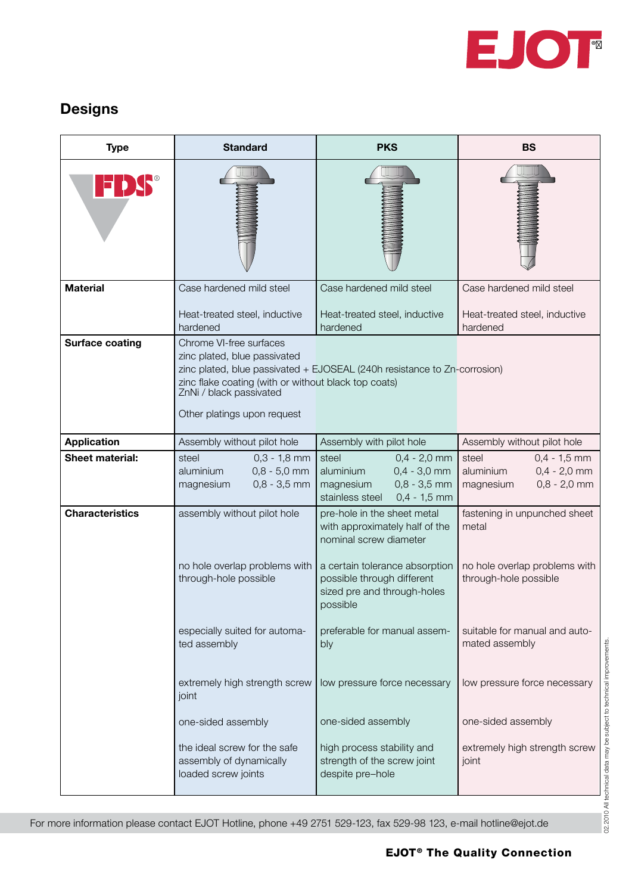## Designs

| Type | Standard | PKS | BS |
|---|---|---|---|
| FDS® | | | |
| **Material** | Case hardened mild steel<br><br>Heat-treated steel, inductive hardened | Case hardened mild steel<br><br>Heat-treated steel, inductive hardened | Case hardened mild steel<br><br>Heat-treated steel, inductive hardened |
| **Surface coating** | Chrome VI-free surfaces<br>zinc plated, blue passivated<br>zinc plated, blue passivated + EJOSEAL (240h resistance to Zn-corrosion)<br>zinc flake coating (with or without black top coats)<br>ZnNi / black passivated<br><br>Other platings upon request | | |
| **Application** | Assembly without pilot hole | Assembly with pilot hole | Assembly without pilot hole |
| **Sheet material:** | steel 0,3 - 1,8 mm<br>aluminium 0,8 - 5,0 mm<br>magnesium 0,8 - 3,5 mm | steel 0,4 - 2,0 mm<br>aluminium 0,4 - 3,0 mm<br>magnesium 0,8 - 3,5 mm<br>stainless steel 0,4 - 1,5 mm | steel 0,4 - 1,5 mm<br>aluminium 0,4 - 2,0 mm<br>magnesium 0,8 - 2,0 mm |
| **Characteristics** | assembly without pilot hole<br><br>no hole overlap problems with through-hole possible<br><br>especially suited for automated assembly<br><br>extremely high strength screw joint<br><br>one-sided assembly<br><br>the ideal screw for the safe assembly of dynamically loaded screw joints | pre-hole in the sheet metal with approximately half of the nominal screw diameter<br><br>a certain tolerance absorption possible through different sized pre and through-holes possible<br><br>preferable for manual assembly<br><br>low pressure force necessary<br><br>one-sided assembly<br><br>high process stability and strength of the screw joint despite pre–hole | fastening in unpunched sheet metal<br><br>no hole overlap problems with through-hole possible<br><br>suitable for manual and automated assembly<br><br>low pressure force necessary<br><br>one-sided assembly<br><br>extremely high strength screw joint |

For more information please contact EJOT Hotline, phone +49 2751 529-123, fax 529-98 123, e-mail hotline@ejot.de

02.2010 All technical data may be subject to technical improvements.

**EJOT® The Quality Connection**